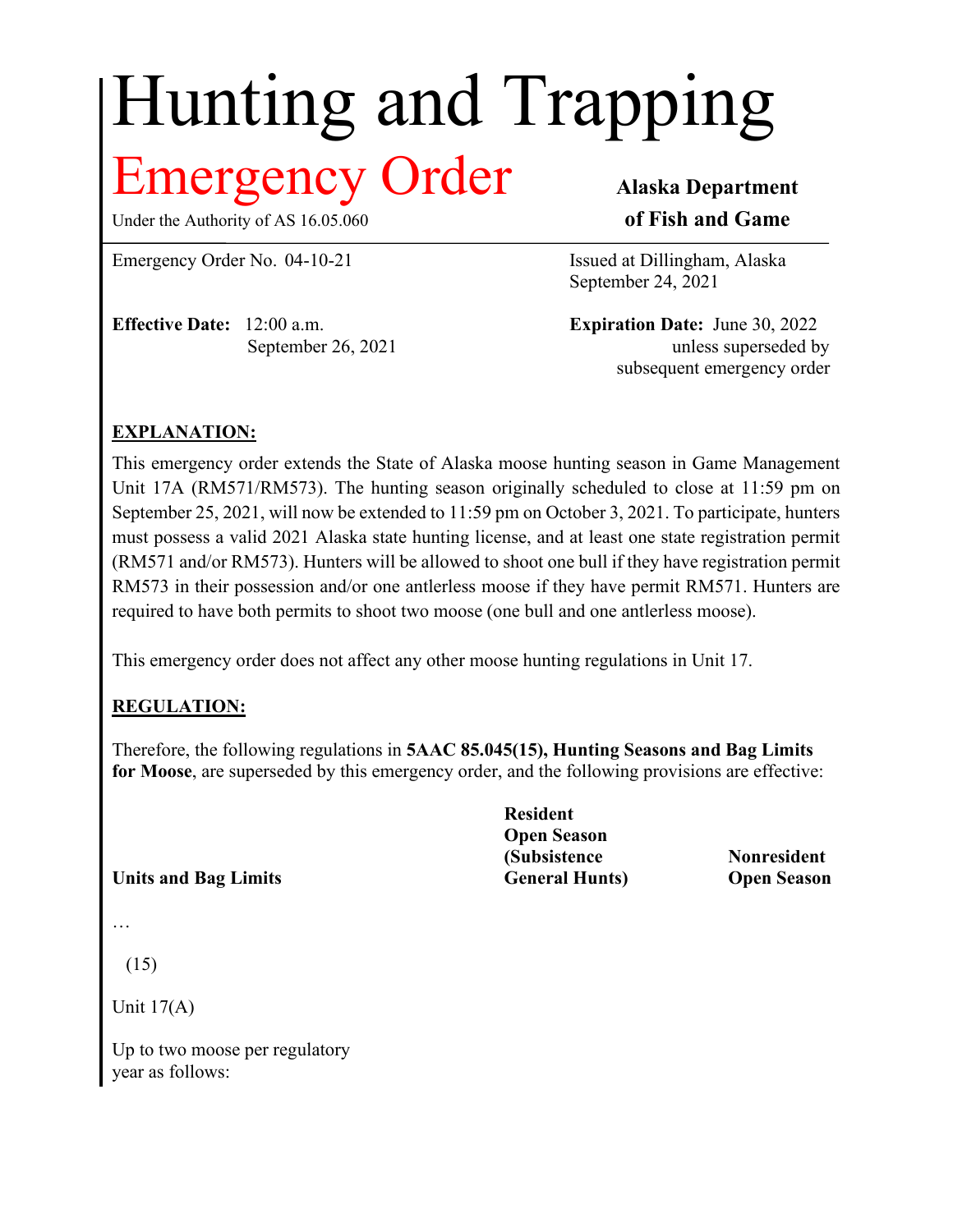# Hunting and Trapping

## Emergency Order

Under the Authority of AS 16.05.060

**Alaska Department of Fish and Game**

Emergency Order No. 04-10-21

Issued at Dillingham, Alaska
September 24, 2021

**Effective Date:** 12:00 a.m. September 26, 2021

**Expiration Date:** June 30, 2022 unless superseded by subsequent emergency order

**EXPLANATION:**

This emergency order extends the State of Alaska moose hunting season in Game Management Unit 17A (RM571/RM573). The hunting season originally scheduled to close at 11:59 pm on September 25, 2021, will now be extended to 11:59 pm on October 3, 2021. To participate, hunters must possess a valid 2021 Alaska state hunting license, and at least one state registration permit (RM571 and/or RM573). Hunters will be allowed to shoot one bull if they have registration permit RM573 in their possession and/or one antlerless moose if they have permit RM571. Hunters are required to have both permits to shoot two moose (one bull and one antlerless moose).

This emergency order does not affect any other moose hunting regulations in Unit 17.

**REGULATION:**

Therefore, the following regulations in **5AAC 85.045(15), Hunting Seasons and Bag Limits for Moose**, are superseded by this emergency order, and the following provisions are effective:

| Units and Bag Limits | Resident Open Season (Subsistence General Hunts) | Nonresident Open Season |
|---|---|---|
| … | | |
| (15) | | |
| Unit 17(A) | | |
| Up to two moose per regulatory year as follows: | | |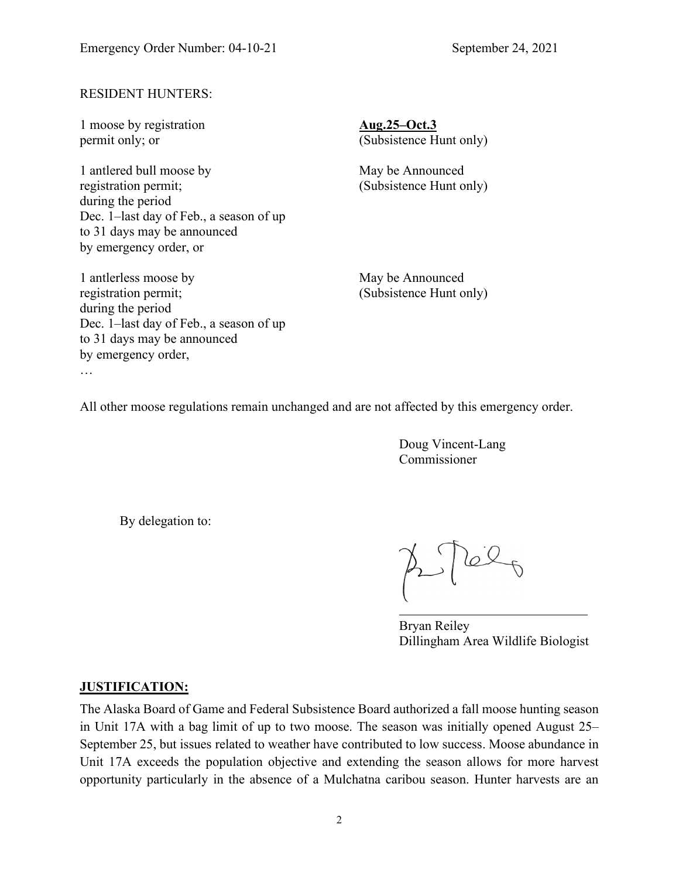RESIDENT HUNTERS:

| | |
|---|---|
| 1 moose by registration permit only; or | **<u>Aug.25–Oct.3</u>** (Subsistence Hunt only) |
| 1 antlered bull moose by registration permit; during the period Dec. 1–last day of Feb., a season of up to 31 days may be announced by emergency order, or | May be Announced (Subsistence Hunt only) |
| 1 antlerless moose by registration permit; during the period Dec. 1–last day of Feb., a season of up to 31 days may be announced by emergency order, | May be Announced (Subsistence Hunt only) |

…

All other moose regulations remain unchanged and are not affected by this emergency order.

Doug Vincent-Lang
Commissioner

By delegation to:

Bryan Reiley
Dillingham Area Wildlife Biologist

**<u>JUSTIFICATION:</u>**

The Alaska Board of Game and Federal Subsistence Board authorized a fall moose hunting season in Unit 17A with a bag limit of up to two moose. The season was initially opened August 25–September 25, but issues related to weather have contributed to low success. Moose abundance in Unit 17A exceeds the population objective and extending the season allows for more harvest opportunity particularly in the absence of a Mulchatna caribou season. Hunter harvests are an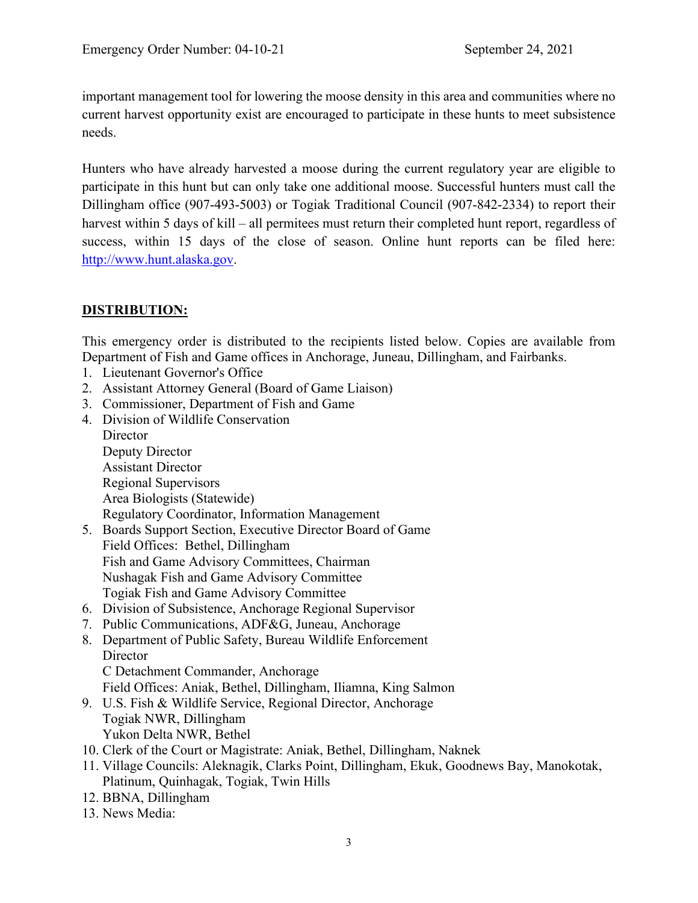important management tool for lowering the moose density in this area and communities where no current harvest opportunity exist are encouraged to participate in these hunts to meet subsistence needs.

Hunters who have already harvested a moose during the current regulatory year are eligible to participate in this hunt but can only take one additional moose. Successful hunters must call the Dillingham office (907-493-5003) or Togiak Traditional Council (907-842-2334) to report their harvest within 5 days of kill – all permitees must return their completed hunt report, regardless of success, within 15 days of the close of season. Online hunt reports can be filed here: [http://www.hunt.alaska.gov](http://www.hunt.alaska.gov).

## DISTRIBUTION:

This emergency order is distributed to the recipients listed below. Copies are available from Department of Fish and Game offices in Anchorage, Juneau, Dillingham, and Fairbanks.

1. Lieutenant Governor's Office
2. Assistant Attorney General (Board of Game Liaison)
3. Commissioner, Department of Fish and Game
4. Division of Wildlife Conservation
   Director
   Deputy Director
   Assistant Director
   Regional Supervisors
   Area Biologists (Statewide)
   Regulatory Coordinator, Information Management
5. Boards Support Section, Executive Director Board of Game
   Field Offices: Bethel, Dillingham
   Fish and Game Advisory Committees, Chairman
   Nushagak Fish and Game Advisory Committee
   Togiak Fish and Game Advisory Committee
6. Division of Subsistence, Anchorage Regional Supervisor
7. Public Communications, ADF&G, Juneau, Anchorage
8. Department of Public Safety, Bureau Wildlife Enforcement
   Director
   C Detachment Commander, Anchorage
   Field Offices: Aniak, Bethel, Dillingham, Iliamna, King Salmon
9. U.S. Fish & Wildlife Service, Regional Director, Anchorage
   Togiak NWR, Dillingham
   Yukon Delta NWR, Bethel
10. Clerk of the Court or Magistrate: Aniak, Bethel, Dillingham, Naknek
11. Village Councils: Aleknagik, Clarks Point, Dillingham, Ekuk, Goodnews Bay, Manokotak, Platinum, Quinhagak, Togiak, Twin Hills
12. BBNA, Dillingham
13. News Media: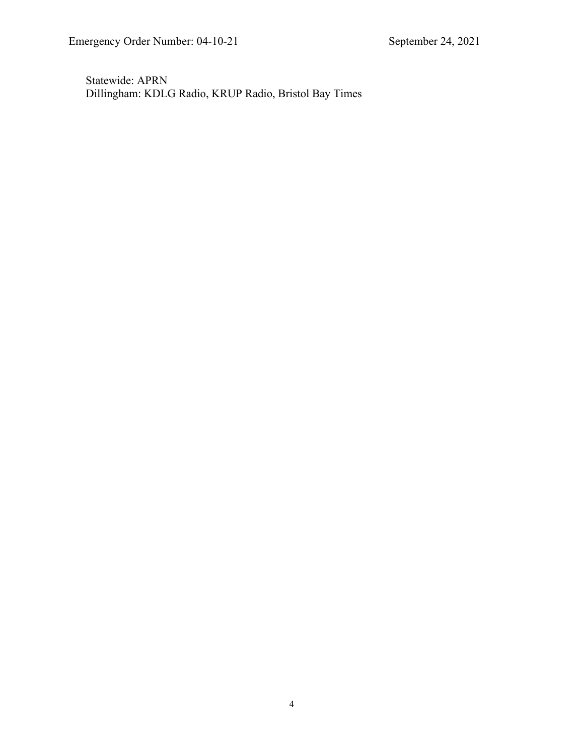Statewide: APRN
Dillingham: KDLG Radio, KRUP Radio, Bristol Bay Times